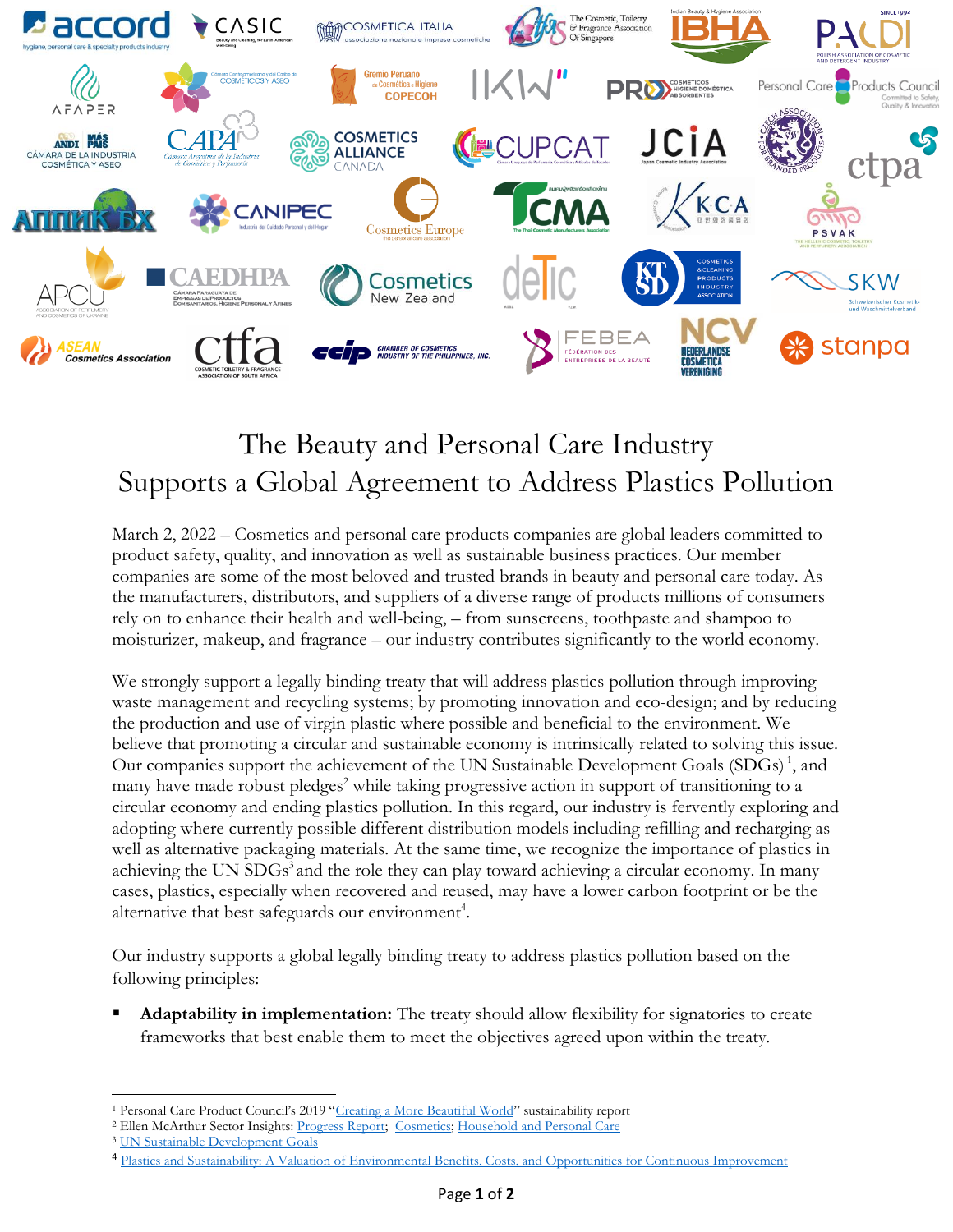# The Beauty and Personal Care Industry Supports a Global Agreement to Address Plastics Pollution

March 2, 2022 – Cosmetics and personal care products companies are global leaders committed to product safety, quality, and innovation as well as sustainable business practices. Our member companies are some of the most beloved and trusted brands in beauty and personal care today. As the manufacturers, distributors, and suppliers of a diverse range of products millions of consumers rely on to enhance their health and well-being, – from sunscreens, toothpaste and shampoo to moisturizer, makeup, and fragrance – our industry contributes significantly to the world economy.

We strongly support a legally binding treaty that will address plastics pollution through improving waste management and recycling systems; by promoting innovation and eco-design; and by reducing the production and use of virgin plastic where possible and beneficial to the environment. We believe that promoting a circular and sustainable economy is intrinsically related to solving this issue. Our companies support the achievement of the UN Sustainable Development Goals (SDGs) [1], and many have made robust pledges[2] while taking progressive action in support of transitioning to a circular economy and ending plastics pollution. In this regard, our industry is fervently exploring and adopting where currently possible different distribution models including refilling and recharging as well as alternative packaging materials. At the same time, we recognize the importance of plastics in achieving the UN SDGs[3] and the role they can play toward achieving a circular economy. In many cases, plastics, especially when recovered and reused, may have a lower carbon footprint or be the alternative that best safeguards our environment[4].

Our industry supports a global legally binding treaty to address plastics pollution based on the following principles:

- **Adaptability in implementation:** The treaty should allow flexibility for signatories to create frameworks that best enable them to meet the objectives agreed upon within the treaty.

---

[1] Personal Care Product Council's 2019 "Creating a More Beautiful World" sustainability report

[2] Ellen McArthur Sector Insights: Progress Report; Cosmetics; Household and Personal Care

[3] UN Sustainable Development Goals

[4] Plastics and Sustainability: A Valuation of Environmental Benefits, Costs, and Opportunities for Continuous Improvement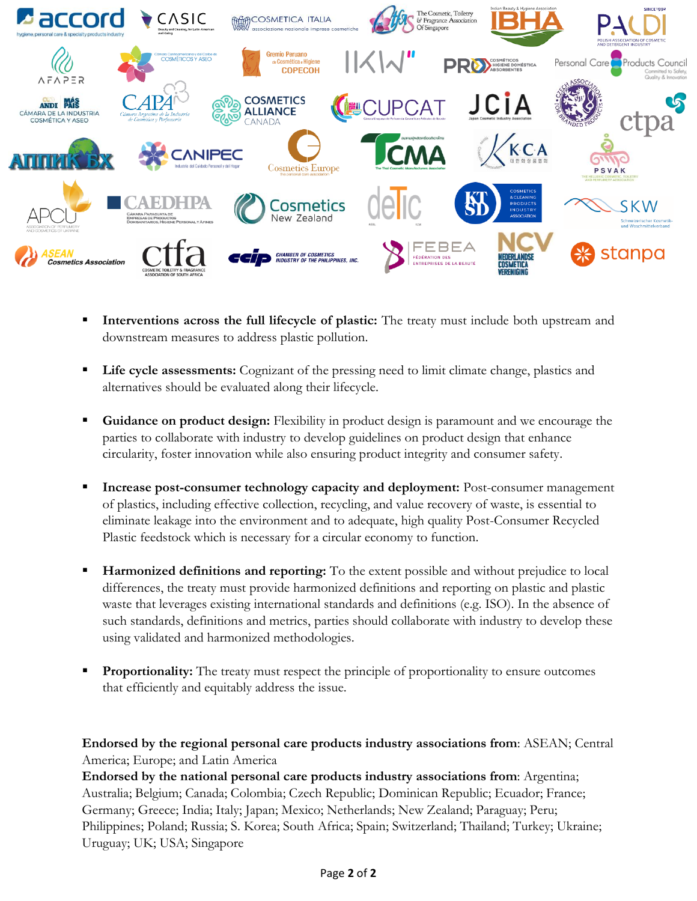- **Interventions across the full lifecycle of plastic:** The treaty must include both upstream and downstream measures to address plastic pollution.

- **Life cycle assessments:** Cognizant of the pressing need to limit climate change, plastics and alternatives should be evaluated along their lifecycle.

- **Guidance on product design:** Flexibility in product design is paramount and we encourage the parties to collaborate with industry to develop guidelines on product design that enhance circularity, foster innovation while also ensuring product integrity and consumer safety.

- **Increase post-consumer technology capacity and deployment:** Post-consumer management of plastics, including effective collection, recycling, and value recovery of waste, is essential to eliminate leakage into the environment and to adequate, high quality Post-Consumer Recycled Plastic feedstock which is necessary for a circular economy to function.

- **Harmonized definitions and reporting:** To the extent possible and without prejudice to local differences, the treaty must provide harmonized definitions and reporting on plastic and plastic waste that leverages existing international standards and definitions (e.g. ISO). In the absence of such standards, definitions and metrics, parties should collaborate with industry to develop these using validated and harmonized methodologies.

- **Proportionality:** The treaty must respect the principle of proportionality to ensure outcomes that efficiently and equitably address the issue.

**Endorsed by the regional personal care products industry associations from**: ASEAN; Central America; Europe; and Latin America
**Endorsed by the national personal care products industry associations from**: Argentina; Australia; Belgium; Canada; Colombia; Czech Republic; Dominican Republic; Ecuador; France; Germany; Greece; India; Italy; Japan; Mexico; Netherlands; New Zealand; Paraguay; Peru; Philippines; Poland; Russia; S. Korea; South Africa; Spain; Switzerland; Thailand; Turkey; Ukraine; Uruguay; UK; USA; Singapore